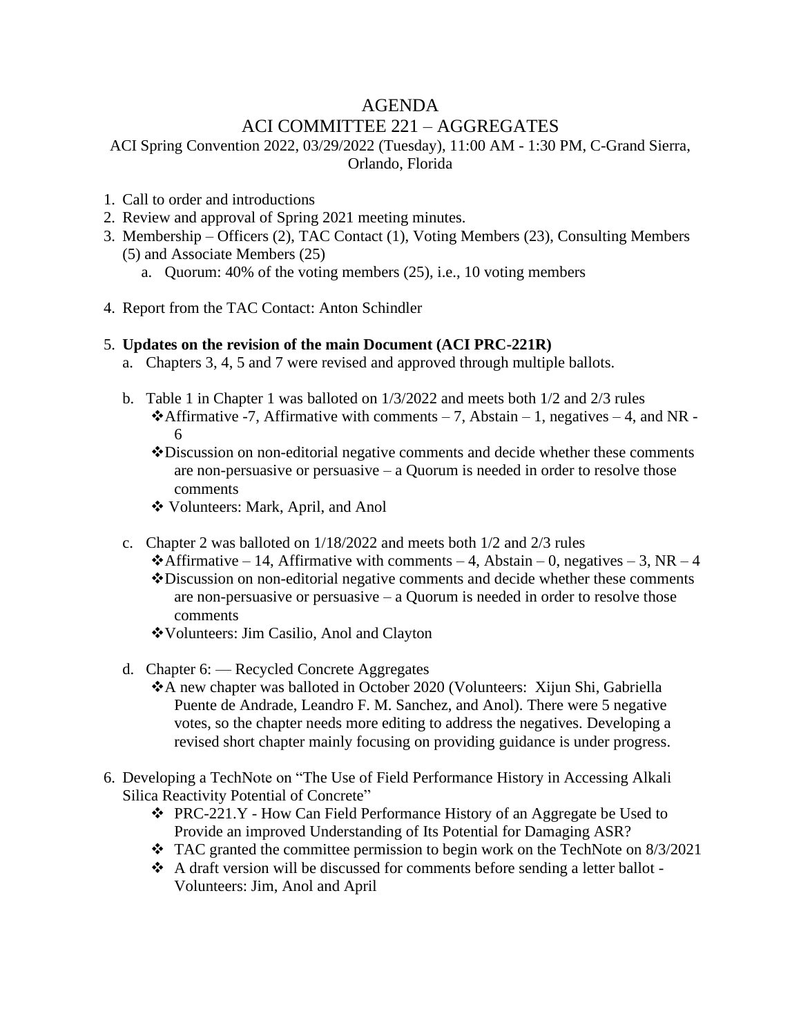# AGENDA

## ACI COMMITTEE 221 – AGGREGATES

ACI Spring Convention 2022, 03/29/2022 (Tuesday), 11:00 AM - 1:30 PM, C-Grand Sierra, Orlando, Florida

1. Call to order and introductions
2. Review and approval of Spring 2021 meeting minutes.
3. Membership – Officers (2), TAC Contact (1), Voting Members (23), Consulting Members (5) and Associate Members (25)
   a. Quorum: 40% of the voting members (25), i.e., 10 voting members
4. Report from the TAC Contact: Anton Schindler
5. **Updates on the revision of the main Document (ACI PRC-221R)**
   a. Chapters 3, 4, 5 and 7 were revised and approved through multiple ballots.
   b. Table 1 in Chapter 1 was balloted on 1/3/2022 and meets both 1/2 and 2/3 rules
      - ❖Affirmative -7, Affirmative with comments – 7, Abstain – 1, negatives – 4, and NR - 6
      - ❖Discussion on non-editorial negative comments and decide whether these comments are non-persuasive or persuasive – a Quorum is needed in order to resolve those comments
      - ❖ Volunteers: Mark, April, and Anol
   c. Chapter 2 was balloted on 1/18/2022 and meets both 1/2 and 2/3 rules
      - ❖Affirmative – 14, Affirmative with comments – 4, Abstain – 0, negatives – 3, NR – 4
      - ❖Discussion on non-editorial negative comments and decide whether these comments are non-persuasive or persuasive – a Quorum is needed in order to resolve those comments
      - ❖Volunteers: Jim Casilio, Anol and Clayton
   d. Chapter 6: — Recycled Concrete Aggregates
      - ❖A new chapter was balloted in October 2020 (Volunteers: Xijun Shi, Gabriella Puente de Andrade, Leandro F. M. Sanchez, and Anol). There were 5 negative votes, so the chapter needs more editing to address the negatives. Developing a revised short chapter mainly focusing on providing guidance is under progress.
6. Developing a TechNote on "The Use of Field Performance History in Accessing Alkali Silica Reactivity Potential of Concrete"
   - ❖ PRC-221.Y - How Can Field Performance History of an Aggregate be Used to Provide an improved Understanding of Its Potential for Damaging ASR?
   - ❖ TAC granted the committee permission to begin work on the TechNote on 8/3/2021
   - ❖ A draft version will be discussed for comments before sending a letter ballot - Volunteers: Jim, Anol and April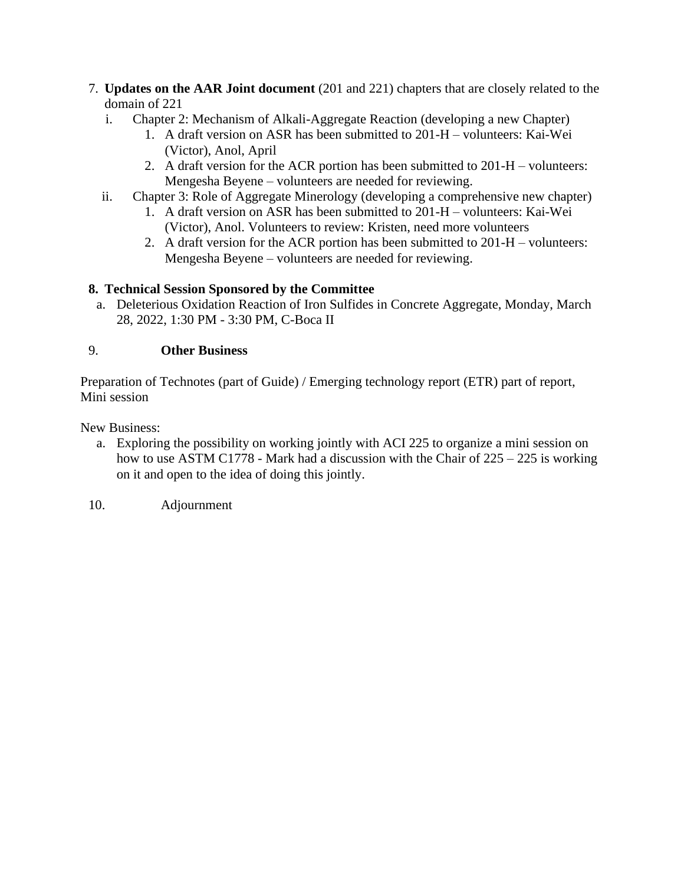7. **Updates on the AAR Joint document** (201 and 221) chapters that are closely related to the domain of 221
   i. Chapter 2: Mechanism of Alkali-Aggregate Reaction (developing a new Chapter)
      1. A draft version on ASR has been submitted to 201-H – volunteers: Kai-Wei (Victor), Anol, April
      2. A draft version for the ACR portion has been submitted to 201-H – volunteers: Mengesha Beyene – volunteers are needed for reviewing.
   ii. Chapter 3: Role of Aggregate Minerology (developing a comprehensive new chapter)
      1. A draft version on ASR has been submitted to 201-H – volunteers: Kai-Wei (Victor), Anol. Volunteers to review: Kristen, need more volunteers
      2. A draft version for the ACR portion has been submitted to 201-H – volunteers: Mengesha Beyene – volunteers are needed for reviewing.

8. **Technical Session Sponsored by the Committee**
   a. Deleterious Oxidation Reaction of Iron Sulfides in Concrete Aggregate, Monday, March 28, 2022, 1:30 PM - 3:30 PM, C-Boca II

9. **Other Business**

Preparation of Technotes (part of Guide) / Emerging technology report (ETR) part of report, Mini session

New Business:

a. Exploring the possibility on working jointly with ACI 225 to organize a mini session on how to use ASTM C1778 - Mark had a discussion with the Chair of 225 – 225 is working on it and open to the idea of doing this jointly.

10. Adjournment